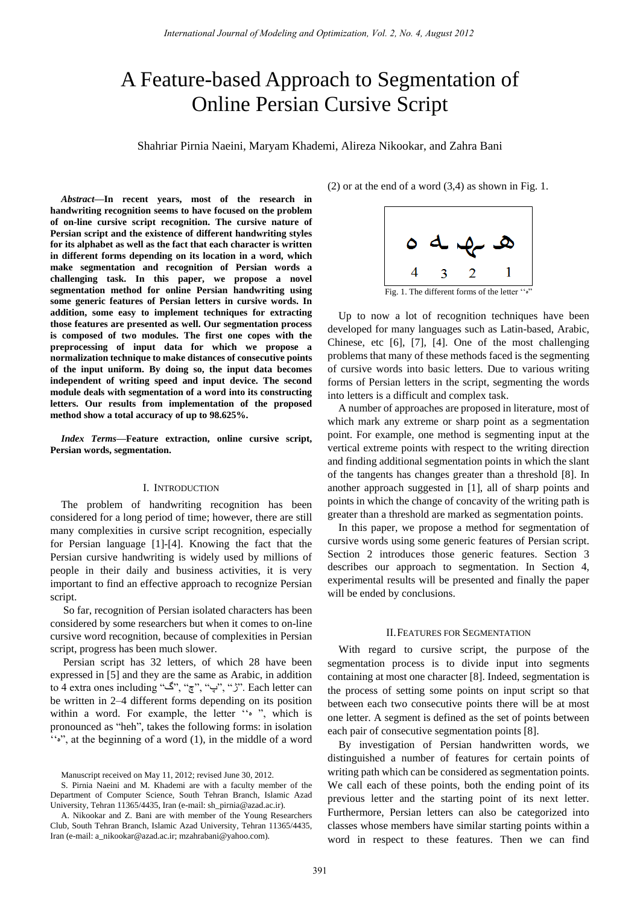# A Feature-based Approach to Segmentation of Online Persian Cursive Script

Shahriar Pirnia Naeini, Maryam Khademi, Alireza Nikookar, and Zahra Bani

***Abstract*—In recent years, most of the research in handwriting recognition seems to have focused on the problem of on-line cursive script recognition. The cursive nature of Persian script and the existence of different handwriting styles for its alphabet as well as the fact that each character is written in different forms depending on its location in a word, which make segmentation and recognition of Persian words a challenging task. In this paper, we propose a novel segmentation method for online Persian handwriting using some generic features of Persian letters in cursive words. In addition, some easy to implement techniques for extracting those features are presented as well. Our segmentation process is composed of two modules. The first one copes with the preprocessing of input data for which we propose a normalization technique to make distances of consecutive points of the input uniform. By doing so, the input data becomes independent of writing speed and input device. The second module deals with segmentation of a word into its constructing letters. Our results from implementation of the proposed method show a total accuracy of up to 98.625%.**

***Index Terms*—Feature extraction, online cursive script, Persian words, segmentation.**

## I. Introduction

The problem of handwriting recognition has been considered for a long period of time; however, there are still many complexities in cursive script recognition, especially for Persian language [1]-[4]. Knowing the fact that the Persian cursive handwriting is widely used by millions of people in their daily and business activities, it is very important to find an effective approach to recognize Persian script.

So far, recognition of Persian isolated characters has been considered by some researchers but when it comes to on-line cursive word recognition, because of complexities in Persian script, progress has been much slower.

Persian script has 32 letters, of which 28 have been expressed in [5] and they are the same as Arabic, in addition to 4 extra ones including "گ", "چ", "پ", "ژ". Each letter can be written in 2–4 different forms depending on its position within a word. For example, the letter ''ه'', which is pronounced as "heh", takes the following forms: in isolation ''ه'', at the beginning of a word (1), in the middle of a word (2) or at the end of a word (3,4) as shown in Fig. 1.

Fig. 1. The different forms of the letter ''ه''

Up to now a lot of recognition techniques have been developed for many languages such as Latin-based, Arabic, Chinese, etc [6], [7], [4]. One of the most challenging problems that many of these methods faced is the segmenting of cursive words into basic letters. Due to various writing forms of Persian letters in the script, segmenting the words into letters is a difficult and complex task.

A number of approaches are proposed in literature, most of which mark any extreme or sharp point as a segmentation point. For example, one method is segmenting input at the vertical extreme points with respect to the writing direction and finding additional segmentation points in which the slant of the tangents has changes greater than a threshold [8]. In another approach suggested in [1], all of sharp points and points in which the change of concavity of the writing path is greater than a threshold are marked as segmentation points.

In this paper, we propose a method for segmentation of cursive words using some generic features of Persian script. Section 2 introduces those generic features. Section 3 describes our approach to segmentation. In Section 4, experimental results will be presented and finally the paper will be ended by conclusions.

## II. Features for Segmentation

With regard to cursive script, the purpose of the segmentation process is to divide input into segments containing at most one character [8]. Indeed, segmentation is the process of setting some points on input script so that between each two consecutive points there will be at most one letter. A segment is defined as the set of points between each pair of consecutive segmentation points [8].

By investigation of Persian handwritten words, we distinguished a number of features for certain points of writing path which can be considered as segmentation points. We call each of these points, both the ending point of its previous letter and the starting point of its next letter. Furthermore, Persian letters can also be categorized into classes whose members have similar starting points within a word in respect to these features. Then we can find

Manuscript received on May 11, 2012; revised June 30, 2012.

S. Pirnia Naeini and M. Khademi are with a faculty member of the Department of Computer Science, South Tehran Branch, Islamic Azad University, Tehran 11365/4435, Iran (e-mail: sh_pirnia@azad.ac.ir).

A. Nikookar and Z. Bani are with member of the Young Researchers Club, South Tehran Branch, Islamic Azad University, Tehran 11365/4435, Iran (e-mail: a_nikookar@azad.ac.ir; mzahrabani@yahoo.com).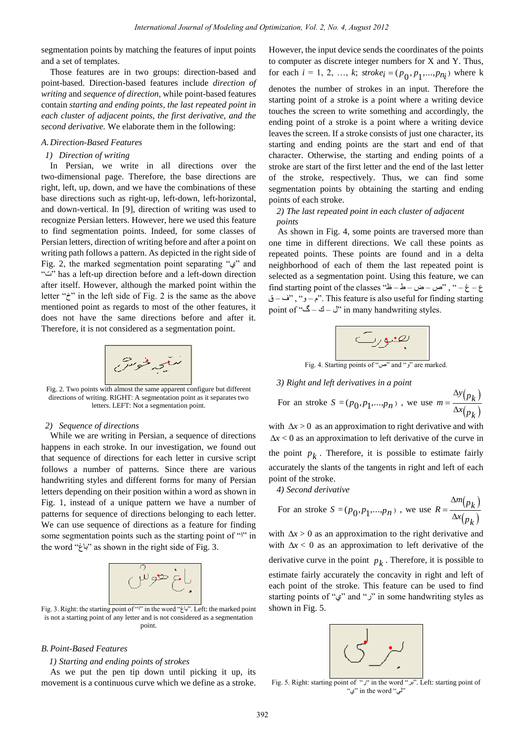segmentation points by matching the features of input points and a set of templates.

Those features are in two groups: direction-based and point-based. Direction-based features include *direction of writing* and *sequence of direction*, while point-based features contain *starting and ending points, the last repeated point in each cluster of adjacent points, the first derivative, and the second derivative.* We elaborate them in the following:

### *A. Direction-Based Features*

#### *1) Direction of writing*

In Persian, we write in all directions over the two-dimensional page. Therefore, the base directions are right, left, up, down, and we have the combinations of these base directions such as right-up, left-down, left-horizontal, and down-vertical. In [9], direction of writing was used to recognize Persian letters. However, here we used this feature to find segmentation points. Indeed, for some classes of Persian letters, direction of writing before and after a point on writing path follows a pattern. As depicted in the right side of Fig. 2, the marked segmentation point separating "ي" and "ت" has a left-up direction before and a left-down direction after itself. However, although the marked point within the letter "خ" in the left side of Fig. 2 is the same as the above mentioned point as regards to most of the other features, it does not have the same directions before and after it. Therefore, it is not considered as a segmentation point.

Fig. 2. Two points with almost the same apparent configure but different directions of writing. RIGHT: A segmentation point as it separates two letters. LEFT: Not a segmentation point.

#### *2) Sequence of directions*

While we are writing in Persian, a sequence of directions happens in each stroke. In our investigation, we found out that sequence of directions for each letter in cursive script follows a number of patterns. Since there are various handwriting styles and different forms for many of Persian letters depending on their position within a word as shown in Fig. 1, instead of a unique pattern we have a number of patterns for sequence of directions belonging to each letter. We can use sequence of directions as a feature for finding some segmentation points such as the starting point of "ا" in the word "باغ" as shown in the right side of Fig. 3.

Fig. 3. Right: the starting point of "ا" in the word "باغ". Left: the marked point is not a starting point of any letter and is not considered as a segmentation point.

### *B. Point-Based Features*

#### *1) Starting and ending points of strokes*

As we put the pen tip down until picking it up, its movement is a continuous curve which we define as a stroke. However, the input device sends the coordinates of the points to computer as discrete integer numbers for X and Y. Thus, for each $i = 1, 2, \ldots, k$; $stroke_i = (p_0, p_1, \ldots, p_{n_i})$ where k denotes the number of strokes in an input. Therefore the starting point of a stroke is a point where a writing device touches the screen to write something and accordingly, the ending point of a stroke is a point where a writing device leaves the screen. If a stroke consists of just one character, its starting and ending points are the start and end of that character. Otherwise, the starting and ending points of a stroke are start of the first letter and the end of the last letter of the stroke, respectively. Thus, we can find some segmentation points by obtaining the starting and ending points of each stroke.

#### *2) The last repeated point in each cluster of adjacent points*

As shown in Fig. 4, some points are traversed more than one time in different directions. We call these points as repeated points. These points are found and in a delta neighborhood of each of them the last repeated point is selected as a segmentation point. Using this feature, we can find starting point of the classes "ص – ض – ط – ظ" , "ع – غ – ف – ق" , "م – و". This feature is also useful for finding starting point of "گ – ك – ل" in many handwriting styles.

Fig. 4. Starting points of "ص" and "و" are marked.

#### *3) Right and left derivatives in a point*

For an stroke $S = (p_0, p_1, \ldots, p_n)$ , we use $m = \dfrac{\Delta y(p_k)}{\Delta x(p_k)}$ with $\Delta x > 0$ as an approximation to right derivative and with $\Delta x < 0$ as an approximation to left derivative of the curve in the point $p_k$. Therefore, it is possible to estimate fairly accurately the slants of the tangents in right and left of each point of the stroke.

#### *4) Second derivative*

For an stroke $S = (p_0, p_1, \ldots, p_n)$ , we use $R = \dfrac{\Delta m(p_k)}{\Delta x(p_k)}$ with $\Delta x > 0$ as an approximation to the right derivative and with $\Delta x < 0$ as an approximation to left derivative of the derivative curve in the point $p_k$. Therefore, it is possible to estimate fairly accurately the concavity in right and left of each point of the stroke. This feature can be used to find starting points of "ي" and "ر" in some handwriting styles as shown in Fig. 5.

Fig. 5. Right: starting point of "ر" in the word "بر". Left: starting point of "ي" in the word "لي"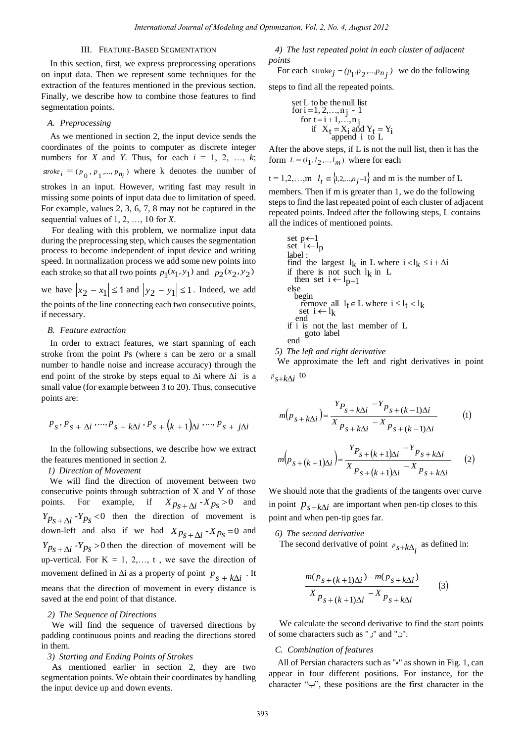## III. Feature-Based Segmentation

In this section, first, we express preprocessing operations on input data. Then we represent some techniques for the extraction of the features mentioned in the previous section. Finally, we describe how to combine those features to find segmentation points.

### A. Preprocessing

As we mentioned in section 2, the input device sends the coordinates of the points to computer as discrete integer numbers for *X* and *Y*. Thus, for each $i$ = 1, 2, …, $k$; $stroke_i = (p_0, p_1, ..., p_{n_i})$ where k denotes the number of strokes in an input. However, writing fast may result in missing some points of input data due to limitation of speed. For example, values 2, 3, 6, 7, 8 may not be captured in the sequential values of 1, 2, …, 10 for *X*.

For dealing with this problem, we normalize input data during the preprocessing step, which causes the segmentation process to become independent of input device and writing speed. In normalization process we add some new points into each $stroke_i$ so that all two points $p_1(x_1, y_1)$ and $p_2(x_2, y_2)$ we have $|x_2 - x_1| \leq 1$ and $|y_2 - y_1| \leq 1$. Indeed, we add the points of the line connecting each two consecutive points, if necessary.

### B. Feature extraction

In order to extract features, we start spanning of each stroke from the point Ps (where s can be zero or a small number to handle noise and increase accuracy) through the end point of the stroke by steps equal to Δi where Δi is a small value (for example between 3 to 20). Thus, consecutive points are:

$$p_s, p_{s+\Delta i}, ..., p_{s+k\Delta i}, p_{s+(k+1)\Delta i}, ..., p_{s+j\Delta i}$$

In the following subsections, we describe how we extract the features mentioned in section 2.

*1) Direction of Movement*

We will find the direction of movement between two consecutive points through subtraction of X and Y of those points. For example, if $X_{p_{s+\Delta i}} - X_{p_s} > 0$ and $Y_{p_{s+\Delta i}} - Y_{p_s} < 0$ then the direction of movement is down-left and also if we had $X_{p_{s+\Delta i}} - X_{p_s} = 0$ and $Y_{p_{s+\Delta i}} - Y_{p_s} > 0$ then the direction of movement will be up-vertical. For K = 1, 2,…, t , we save the direction of movement defined in Δi as a property of point $p_{s+k\Delta i}$. It means that the direction of movement in every distance is saved at the end point of that distance.

*2) The Sequence of Directions*

We will find the sequence of traversed directions by padding continuous points and reading the directions stored in them.

*3) Starting and Ending Points of Strokes*

As mentioned earlier in section 2, they are two segmentation points. We obtain their coordinates by handling the input device up and down events.

*4) The last repeated point in each cluster of adjacent points*

For each $stroke_j = (p_1, p_2, ..., p_{n_j})$ we do the following steps to find all the repeated points.

```
set L to be the null list
for i = 1, 2,…, n_j - 1
   for t = i+1,…, n_j
      if  X_t = X_i and Y_t = Y_i
            append  i  to L
```

After the above steps, if L is not the null list, then it has the form $L = (l_1, l_2, ..., l_m)$ where for each

t = 1,2,…,m $l_t \in \{1, 2, ..., n_j - 1\}$ and m is the number of L members. Then if m is greater than 1, we do the following steps to find the last repeated point of each cluster of adjacent repeated points. Indeed after the following steps, L contains all the indices of mentioned points.

```
set p←1
set  i←l_p
label :
find  the  largest  l_k  in L where  i < l_k ≤ i + Δi
if  there  is  not  such  l_k  in  L
   then  set  i ← l_{p+1}
else
   begin
     remove  all  l_t ∈ L where  i ≤ l_t < l_k
     set  i ← l_k
   end
if  i  is  not the  last  member of  L
      goto  label
end
```

*5) The left and right derivative*

We approximate the left and right derivatives in point $p_{s+k\Delta i}$ to

$$m(p_{s+k\Delta i}) = \frac{Y_{p_{s+k\Delta i}} - Y_{p_{s+(k-1)\Delta i}}}{X_{p_{s+k\Delta i}} - X_{p_{s+(k-1)\Delta i}}} \quad (1)$$

$$m(p_{s+(k+1)\Delta i}) = \frac{Y_{p_{s+(k+1)\Delta i}} - Y_{p_{s+k\Delta i}}}{X_{p_{s+(k+1)\Delta i}} - X_{p_{s+k\Delta i}}} \quad (2)$$

We should note that the gradients of the tangents over curve in point $p_{s+k\Delta i}$ are important when pen-tip closes to this point and when pen-tip goes far.

*6) The second derivative*

The second derivative of point $p_{s+k\Delta_i}$ as defined in:

$$\frac{m(p_{s+(k+1)\Delta i}) - m(p_{s+k\Delta i})}{X_{p_{s+(k+1)\Delta i}} - X_{p_{s+k\Delta i}}} \quad (3)$$

We calculate the second derivative to find the start points of some characters such as "ر" and "ن".

### C. Combination of features

All of Persian characters such as "ه" as shown in Fig. 1, can appear in four different positions. For instance, for the character "ب", these positions are the first character in the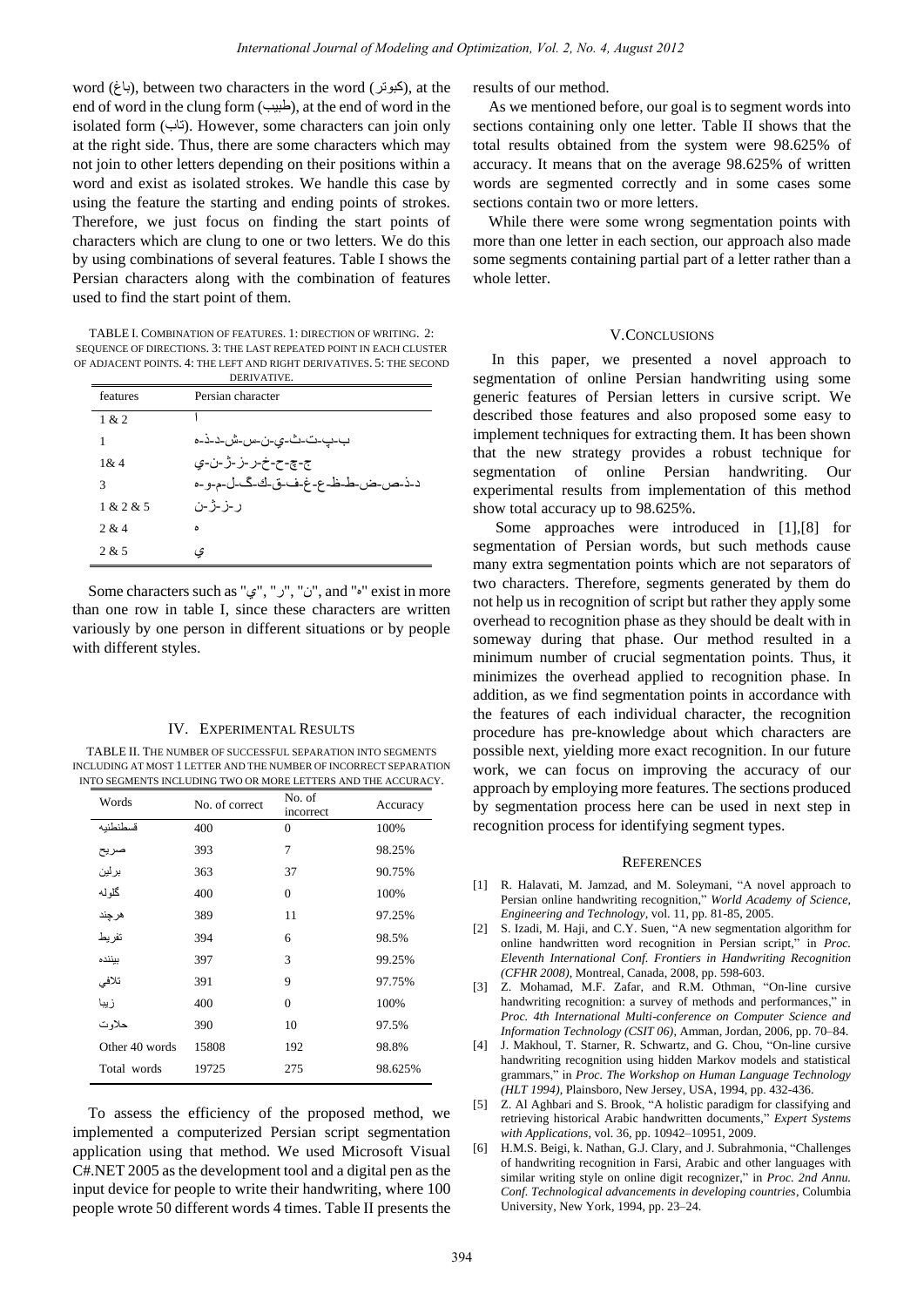word (باغ), between two characters in the word (کبوتر), at the end of word in the clung form (طبیب), at the end of word in the isolated form (تاب). However, some characters can join only at the right side. Thus, there are some characters which may not join to other letters depending on their positions within a word and exist as isolated strokes. We handle this case by using the feature the starting and ending points of strokes. Therefore, we just focus on finding the start points of characters which are clung to one or two letters. We do this by using combinations of several features. Table I shows the Persian characters along with the combination of features used to find the start point of them.

TABLE I. COMBINATION OF FEATURES. 1: DIRECTION OF WRITING. 2: SEQUENCE OF DIRECTIONS. 3: THE LAST REPEATED POINT IN EACH CLUSTER OF ADJACENT POINTS. 4: THE LEFT AND RIGHT DERIVATIVES. 5: THE SECOND DERIVATIVE.

| features | Persian character |
|---|---|
| 1 & 2 | ا |
| 1 | ب-پ-ت-ث-ي-ن-س-ش-د-ذ-ه |
| 1& 4 | ج-چ-ح-خ-ر-ز-ژ-ن-ي |
| 3 | د-ذ-ص-ض-ط-ظ-ع-غ-ف-ق-ك-گ-ل-م-و-ه |
| 1 & 2 & 5 | ر-ز-ژ-ن |
| 2 & 4 | ه |
| 2 & 5 | ي |

Some characters such as "ي", "ر", "ن", and "ه" exist in more than one row in table I, since these characters are written variously by one person in different situations or by people with different styles.

## IV. Experimental Results

TABLE II. THE NUMBER OF SUCCESSFUL SEPARATION INTO SEGMENTS INCLUDING AT MOST 1 LETTER AND THE NUMBER OF INCORRECT SEPARATION INTO SEGMENTS INCLUDING TWO OR MORE LETTERS AND THE ACCURACY.

| Words | No. of correct | No. of incorrect | Accuracy |
|---|---|---|---|
| قسطنطنیه | 400 | 0 | 100% |
| صریح | 393 | 7 | 98.25% |
| برلین | 363 | 37 | 90.75% |
| گلوله | 400 | 0 | 100% |
| هرچند | 389 | 11 | 97.25% |
| تفریط | 394 | 6 | 98.5% |
| بیننده | 397 | 3 | 99.25% |
| تلافي | 391 | 9 | 97.75% |
| زیبا | 400 | 0 | 100% |
| حلاوت | 390 | 10 | 97.5% |
| Other 40 words | 15808 | 192 | 98.8% |
| Total words | 19725 | 275 | 98.625% |

To assess the efficiency of the proposed method, we implemented a computerized Persian script segmentation application using that method. We used Microsoft Visual C#.NET 2005 as the development tool and a digital pen as the input device for people to write their handwriting, where 100 people wrote 50 different words 4 times. Table II presents the results of our method.

As we mentioned before, our goal is to segment words into sections containing only one letter. Table II shows that the total results obtained from the system were 98.625% of accuracy. It means that on the average 98.625% of written words are segmented correctly and in some cases some sections contain two or more letters.

While there were some wrong segmentation points with more than one letter in each section, our approach also made some segments containing partial part of a letter rather than a whole letter.

## V. Conclusions

In this paper, we presented a novel approach to segmentation of online Persian handwriting using some generic features of Persian letters in cursive script. We described those features and also proposed some easy to implement techniques for extracting them. It has been shown that the new strategy provides a robust technique for segmentation of online Persian handwriting. Our experimental results from implementation of this method show total accuracy up to 98.625%.

Some approaches were introduced in [1],[8] for segmentation of Persian words, but such methods cause many extra segmentation points which are not separators of two characters. Therefore, segments generated by them do not help us in recognition of script but rather they apply some overhead to recognition phase as they should be dealt with in someway during that phase. Our method resulted in a minimum number of crucial segmentation points. Thus, it minimizes the overhead applied to recognition phase. In addition, as we find segmentation points in accordance with the features of each individual character, the recognition procedure has pre-knowledge about which characters are possible next, yielding more exact recognition. In our future work, we can focus on improving the accuracy of our approach by employing more features. The sections produced by segmentation process here can be used in next step in recognition process for identifying segment types.

## References

[1] R. Halavati, M. Jamzad, and M. Soleymani, "A novel approach to Persian online handwriting recognition," *World Academy of Science, Engineering and Technology*, vol. 11, pp. 81-85, 2005.

[2] S. Izadi, M. Haji, and C.Y. Suen, "A new segmentation algorithm for online handwritten word recognition in Persian script," in *Proc. Eleventh International Conf. Frontiers in Handwriting Recognition (CFHR 2008)*, Montreal, Canada, 2008, pp. 598-603.

[3] Z. Mohamad, M.F. Zafar, and R.M. Othman, "On-line cursive handwriting recognition: a survey of methods and performances," in *Proc. 4th International Multi-conference on Computer Science and Information Technology (CSIT 06)*, Amman, Jordan, 2006, pp. 70–84.

[4] J. Makhoul, T. Starner, R. Schwartz, and G. Chou, "On-line cursive handwriting recognition using hidden Markov models and statistical grammars," in *Proc. The Workshop on Human Language Technology (HLT 1994)*, Plainsboro, New Jersey, USA, 1994, pp. 432-436.

[5] Z. Al Aghbari and S. Brook, "A holistic paradigm for classifying and retrieving historical Arabic handwritten documents," *Expert Systems with Applications*, vol. 36, pp. 10942–10951, 2009.

[6] H.M.S. Beigi, k. Nathan, G.J. Clary, and J. Subrahmonia, "Challenges of handwriting recognition in Farsi, Arabic and other languages with similar writing style on online digit recognizer," in *Proc. 2nd Annu. Conf. Technological advancements in developing countries*, Columbia University, New York, 1994, pp. 23–24.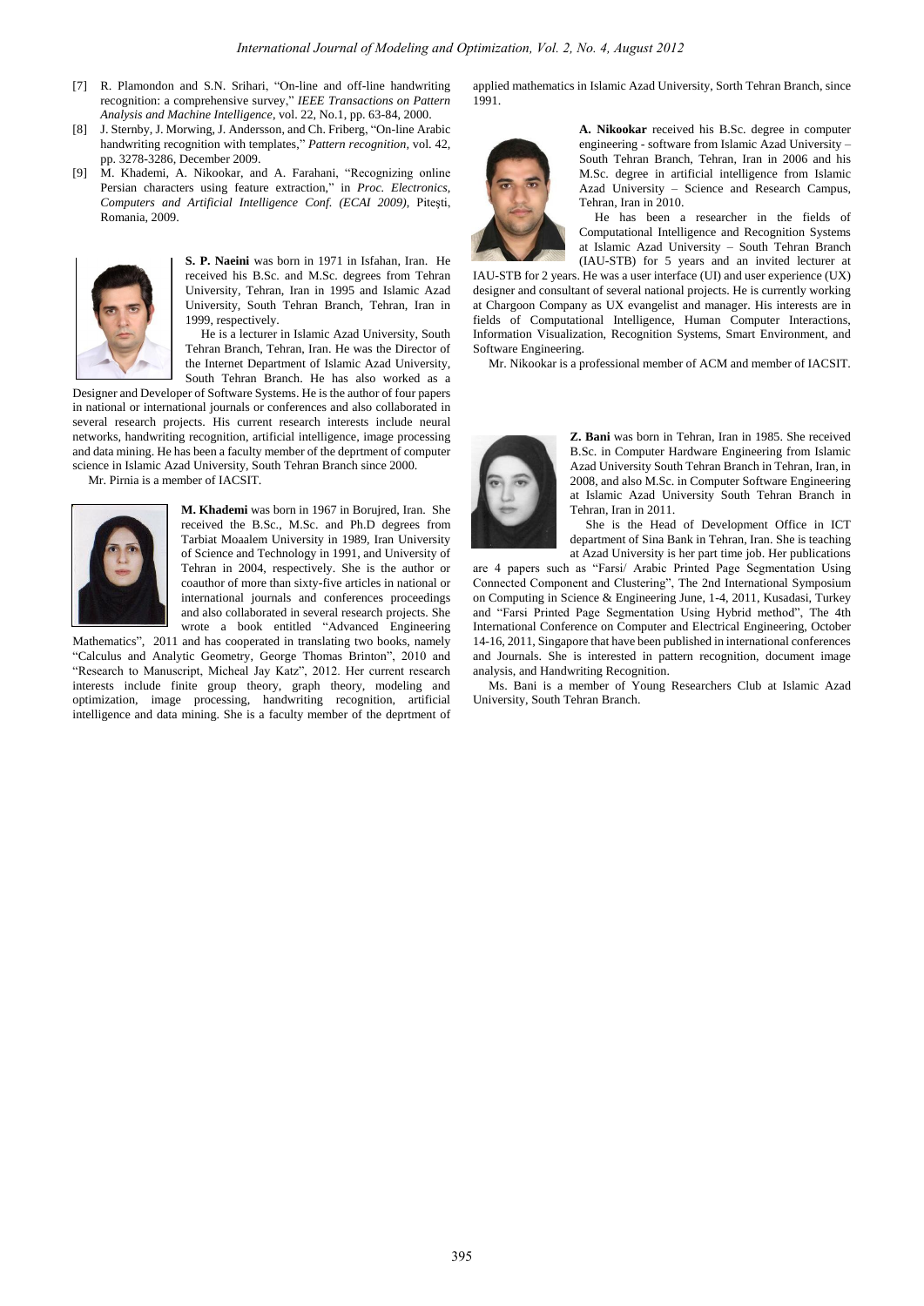[7] R. Plamondon and S.N. Srihari, "On-line and off-line handwriting recognition: a comprehensive survey," *IEEE Transactions on Pattern Analysis and Machine Intelligence*, vol. 22, No.1, pp. 63-84, 2000.

[8] J. Sternby, J. Morwing, J. Andersson, and Ch. Friberg, "On-line Arabic handwriting recognition with templates," *Pattern recognition*, vol. 42, pp. 3278-3286, December 2009.

[9] M. Khademi, A. Nikookar, and A. Farahani, "Recognizing online Persian characters using feature extraction," in *Proc. Electronics, Computers and Artificial Intelligence Conf. (ECAI 2009)*, Piteşti, Romania, 2009.

**S. P. Naeini** was born in 1971 in Isfahan, Iran. He received his B.Sc. and M.Sc. degrees from Tehran University, Tehran, Iran in 1995 and Islamic Azad University, South Tehran Branch, Tehran, Iran in 1999, respectively.

He is a lecturer in Islamic Azad University, South Tehran Branch, Tehran, Iran. He was the Director of the Internet Department of Islamic Azad University, South Tehran Branch. He has also worked as a Designer and Developer of Software Systems. He is the author of four papers in national or international journals or conferences and also collaborated in several research projects. His current research interests include neural networks, handwriting recognition, artificial intelligence, image processing and data mining. He has been a faculty member of the deprtment of computer science in Islamic Azad University, South Tehran Branch since 2000.

Mr. Pirnia is a member of IACSIT.

**M. Khademi** was born in 1967 in Borujred, Iran. She received the B.Sc., M.Sc. and Ph.D degrees from Tarbiat Moaalem University in 1989, Iran University of Science and Technology in 1991, and University of Tehran in 2004, respectively. She is the author or coauthor of more than sixty-five articles in national or international journals and conferences proceedings and also collaborated in several research projects. She wrote a book entitled "Advanced Engineering Mathematics", 2011 and has cooperated in translating two books, namely "Calculus and Analytic Geometry, George Thomas Brinton", 2010 and "Research to Manuscript, Micheal Jay Katz", 2012. Her current research interests include finite group theory, graph theory, modeling and optimization, image processing, handwriting recognition, artificial intelligence and data mining. She is a faculty member of the deprtment of applied mathematics in Islamic Azad University, Sorth Tehran Branch, since 1991.

**A. Nikookar** received his B.Sc. degree in computer engineering - software from Islamic Azad University – South Tehran Branch, Tehran, Iran in 2006 and his M.Sc. degree in artificial intelligence from Islamic Azad University – Science and Research Campus, Tehran, Iran in 2010.

He has been a researcher in the fields of Computational Intelligence and Recognition Systems at Islamic Azad University – South Tehran Branch (IAU-STB) for 5 years and an invited lecturer at IAU-STB for 2 years. He was a user interface (UI) and user experience (UX) designer and consultant of several national projects. He is currently working at Chargoon Company as UX evangelist and manager. His interests are in fields of Computational Intelligence, Human Computer Interactions, Information Visualization, Recognition Systems, Smart Environment, and Software Engineering.

Mr. Nikookar is a professional member of ACM and member of IACSIT.

**Z. Bani** was born in Tehran, Iran in 1985. She received B.Sc. in Computer Hardware Engineering from Islamic Azad University South Tehran Branch in Tehran, Iran, in 2008, and also M.Sc. in Computer Software Engineering at Islamic Azad University South Tehran Branch in Tehran, Iran in 2011.

She is the Head of Development Office in ICT department of Sina Bank in Tehran, Iran. She is teaching at Azad University is her part time job. Her publications are 4 papers such as "Farsi/ Arabic Printed Page Segmentation Using Connected Component and Clustering", The 2nd International Symposium on Computing in Science & Engineering June, 1-4, 2011, Kusadasi, Turkey and "Farsi Printed Page Segmentation Using Hybrid method", The 4th International Conference on Computer and Electrical Engineering, October 14-16, 2011, Singapore that have been published in international conferences and Journals. She is interested in pattern recognition, document image analysis, and Handwriting Recognition.

Ms. Bani is a member of Young Researchers Club at Islamic Azad University, South Tehran Branch.